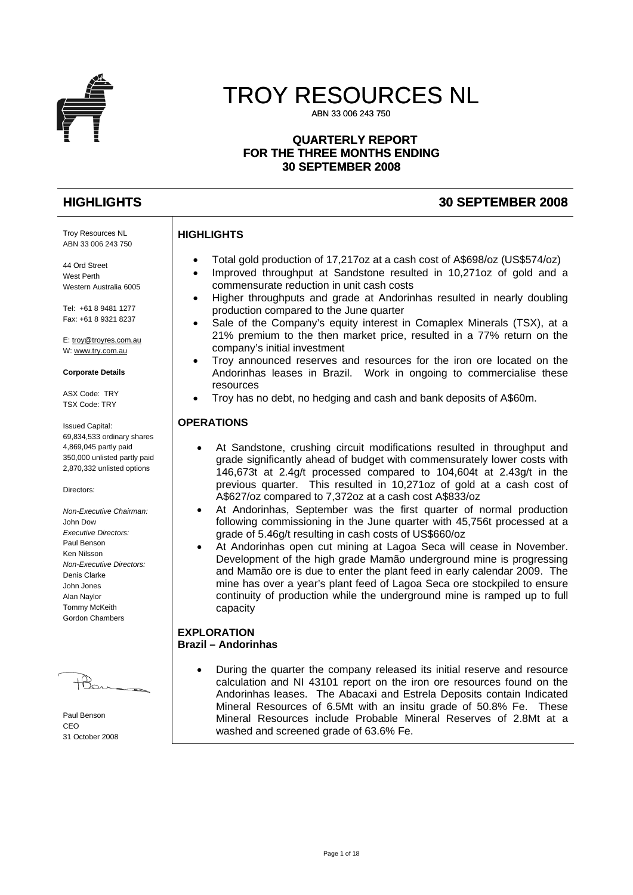# TROY RESOURCES NL

ABN 33 006 243 750

## QUARTERLY REPORT FOR THE THREE MONTHS ENDING 30 SEPTEMBER 2008

## HIGHLIGHTS 30 SEPTEMBER 2008

Troy Resources NL
ABN 33 006 243 750

44 Ord Street
West Perth
Western Australia 6005

Tel: +61 8 9481 1277
Fax: +61 8 9321 8237

E: troy@troyres.com.au
W: www.try.com.au

**Corporate Details**

ASX Code: TRY
TSX Code: TRY

Issued Capital:
69,834,533 ordinary shares
4,869,045 partly paid
350,000 unlisted partly paid
2,870,332 unlisted options

Directors:

*Non-Executive Chairman:*
John Dow
*Executive Directors:*
Paul Benson
Ken Nilsson
*Non-Executive Directors:*
Denis Clarke
John Jones
Alan Naylor
Tommy McKeith
Gordon Chambers

Paul Benson
CEO
31 October 2008

### HIGHLIGHTS

- Total gold production of 17,217oz at a cash cost of A$698/oz (US$574/oz)
- Improved throughput at Sandstone resulted in 10,271oz of gold and a commensurate reduction in unit cash costs
- Higher throughputs and grade at Andorinhas resulted in nearly doubling production compared to the June quarter
- Sale of the Company's equity interest in Comaplex Minerals (TSX), at a 21% premium to the then market price, resulted in a 77% return on the company's initial investment
- Troy announced reserves and resources for the iron ore located on the Andorinhas leases in Brazil. Work in ongoing to commercialise these resources
- Troy has no debt, no hedging and cash and bank deposits of A$60m.

### OPERATIONS

- At Sandstone, crushing circuit modifications resulted in throughput and grade significantly ahead of budget with commensurately lower costs with 146,673t at 2.4g/t processed compared to 104,604t at 2.43g/t in the previous quarter. This resulted in 10,271oz of gold at a cash cost of A$627/oz compared to 7,372oz at a cash cost A$833/oz
- At Andorinhas, September was the first quarter of normal production following commissioning in the June quarter with 45,756t processed at a grade of 5.46g/t resulting in cash costs of US$660/oz
- At Andorinhas open cut mining at Lagoa Seca will cease in November. Development of the high grade Mamão underground mine is progressing and Mamão ore is due to enter the plant feed in early calendar 2009. The mine has over a year's plant feed of Lagoa Seca ore stockpiled to ensure continuity of production while the underground mine is ramped up to full capacity

### EXPLORATION

**Brazil – Andorinhas**

- During the quarter the company released its initial reserve and resource calculation and NI 43101 report on the iron ore resources found on the Andorinhas leases. The Abacaxi and Estrela Deposits contain Indicated Mineral Resources of 6.5Mt with an insitu grade of 50.8% Fe. These Mineral Resources include Probable Mineral Reserves of 2.8Mt at a washed and screened grade of 63.6% Fe.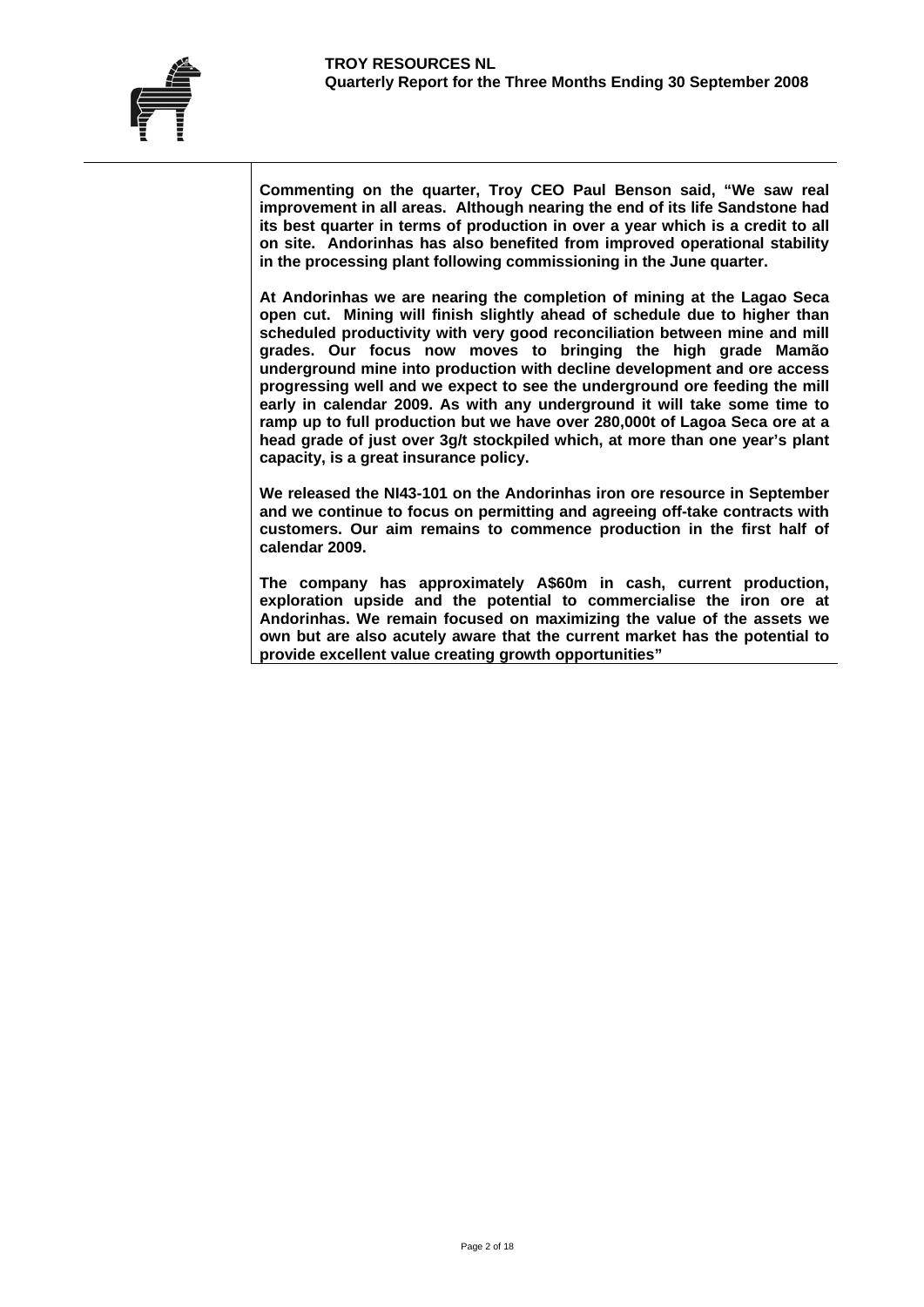**Commenting on the quarter, Troy CEO Paul Benson said, "We saw real improvement in all areas. Although nearing the end of its life Sandstone had its best quarter in terms of production in over a year which is a credit to all on site. Andorinhas has also benefited from improved operational stability in the processing plant following commissioning in the June quarter.**

**At Andorinhas we are nearing the completion of mining at the Lagao Seca open cut. Mining will finish slightly ahead of schedule due to higher than scheduled productivity with very good reconciliation between mine and mill grades. Our focus now moves to bringing the high grade Mamão underground mine into production with decline development and ore access progressing well and we expect to see the underground ore feeding the mill early in calendar 2009. As with any underground it will take some time to ramp up to full production but we have over 280,000t of Lagoa Seca ore at a head grade of just over 3g/t stockpiled which, at more than one year's plant capacity, is a great insurance policy.**

**We released the NI43-101 on the Andorinhas iron ore resource in September and we continue to focus on permitting and agreeing off-take contracts with customers. Our aim remains to commence production in the first half of calendar 2009.**

**The company has approximately A$60m in cash, current production, exploration upside and the potential to commercialise the iron ore at Andorinhas. We remain focused on maximizing the value of the assets we own but are also acutely aware that the current market has the potential to provide excellent value creating growth opportunities"**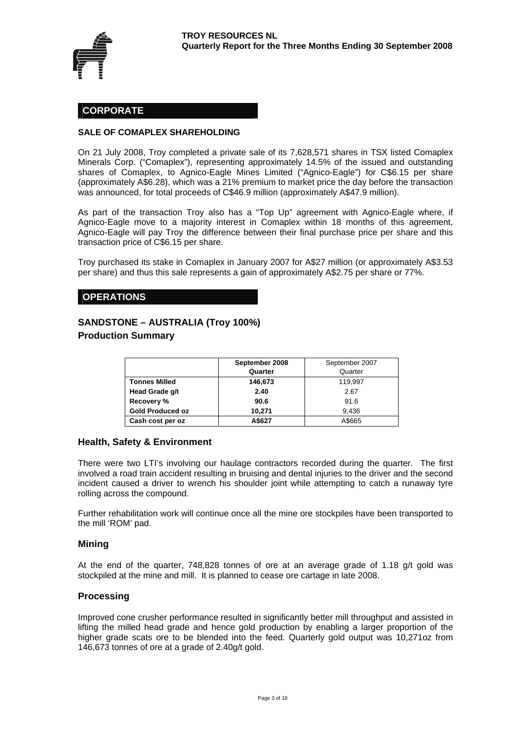# CORPORATE

**SALE OF COMAPLEX SHAREHOLDING**

On 21 July 2008, Troy completed a private sale of its 7,628,571 shares in TSX listed Comaplex Minerals Corp. ("Comaplex"), representing approximately 14.5% of the issued and outstanding shares of Comaplex, to Agnico-Eagle Mines Limited ("Agnico-Eagle") for C$6.15 per share (approximately A$6.28), which was a 21% premium to market price the day before the transaction was announced, for total proceeds of C$46.9 million (approximately A$47.9 million).

As part of the transaction Troy also has a "Top Up" agreement with Agnico-Eagle where, if Agnico-Eagle move to a majority interest in Comaplex within 18 months of this agreement, Agnico-Eagle will pay Troy the difference between their final purchase price per share and this transaction price of C$6.15 per share.

Troy purchased its stake in Comaplex in January 2007 for A$27 million (or approximately A$3.53 per share) and thus this sale represents a gain of approximately A$2.75 per share or 77%.

# OPERATIONS

## SANDSTONE – AUSTRALIA (Troy 100%)

### Production Summary

| | **September 2008 Quarter** | September 2007 Quarter |
|---|---|---|
| **Tonnes Milled** | **146,673** | 119,997 |
| **Head Grade g/t** | **2.40** | 2.67 |
| **Recovery %** | **90.6** | 91.6 |
| **Gold Produced oz** | **10,271** | 9,436 |
| **Cash cost per oz** | **A$627** | A$665 |

### Health, Safety & Environment

There were two LTI's involving our haulage contractors recorded during the quarter. The first involved a road train accident resulting in bruising and dental injuries to the driver and the second incident caused a driver to wrench his shoulder joint while attempting to catch a runaway tyre rolling across the compound.

Further rehabilitation work will continue once all the mine ore stockpiles have been transported to the mill 'ROM' pad.

### Mining

At the end of the quarter, 748,828 tonnes of ore at an average grade of 1.18 g/t gold was stockpiled at the mine and mill. It is planned to cease ore cartage in late 2008.

### Processing

Improved cone crusher performance resulted in significantly better mill throughput and assisted in lifting the milled head grade and hence gold production by enabling a larger proportion of the higher grade scats ore to be blended into the feed. Quarterly gold output was 10,271oz from 146,673 tonnes of ore at a grade of 2.40g/t gold.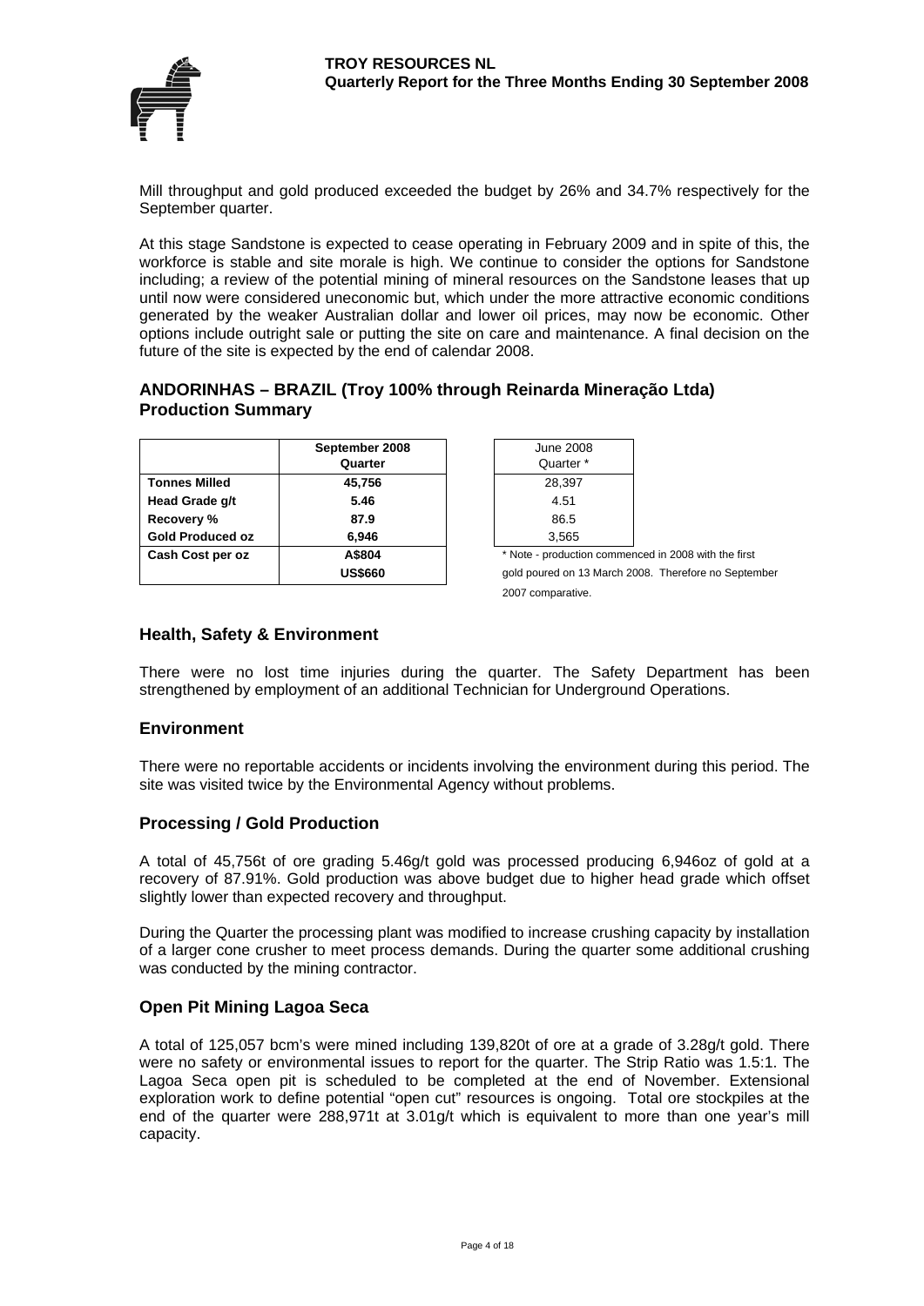Mill throughput and gold produced exceeded the budget by 26% and 34.7% respectively for the September quarter.

At this stage Sandstone is expected to cease operating in February 2009 and in spite of this, the workforce is stable and site morale is high. We continue to consider the options for Sandstone including; a review of the potential mining of mineral resources on the Sandstone leases that up until now were considered uneconomic but, which under the more attractive economic conditions generated by the weaker Australian dollar and lower oil prices, may now be economic. Other options include outright sale or putting the site on care and maintenance. A final decision on the future of the site is expected by the end of calendar 2008.

## ANDORINHAS – BRAZIL (Troy 100% through Reinarda Mineração Ltda)
## Production Summary

| | September 2008 Quarter | June 2008 Quarter * |
|---|---|---|
| **Tonnes Milled** | **45,756** | 28,397 |
| **Head Grade g/t** | **5.46** | 4.51 |
| **Recovery %** | **87.9** | 86.5 |
| **Gold Produced oz** | **6,946** | 3,565 |
| **Cash Cost per oz** | **A$804** | |
| | **US$660** | |

\* Note - production commenced in 2008 with the first gold poured on 13 March 2008. Therefore no September 2007 comparative.

### Health, Safety & Environment

There were no lost time injuries during the quarter. The Safety Department has been strengthened by employment of an additional Technician for Underground Operations.

### Environment

There were no reportable accidents or incidents involving the environment during this period. The site was visited twice by the Environmental Agency without problems.

### Processing / Gold Production

A total of 45,756t of ore grading 5.46g/t gold was processed producing 6,946oz of gold at a recovery of 87.91%. Gold production was above budget due to higher head grade which offset slightly lower than expected recovery and throughput.

During the Quarter the processing plant was modified to increase crushing capacity by installation of a larger cone crusher to meet process demands. During the quarter some additional crushing was conducted by the mining contractor.

### Open Pit Mining Lagoa Seca

A total of 125,057 bcm's were mined including 139,820t of ore at a grade of 3.28g/t gold. There were no safety or environmental issues to report for the quarter. The Strip Ratio was 1.5:1. The Lagoa Seca open pit is scheduled to be completed at the end of November. Extensional exploration work to define potential "open cut" resources is ongoing. Total ore stockpiles at the end of the quarter were 288,971t at 3.01g/t which is equivalent to more than one year's mill capacity.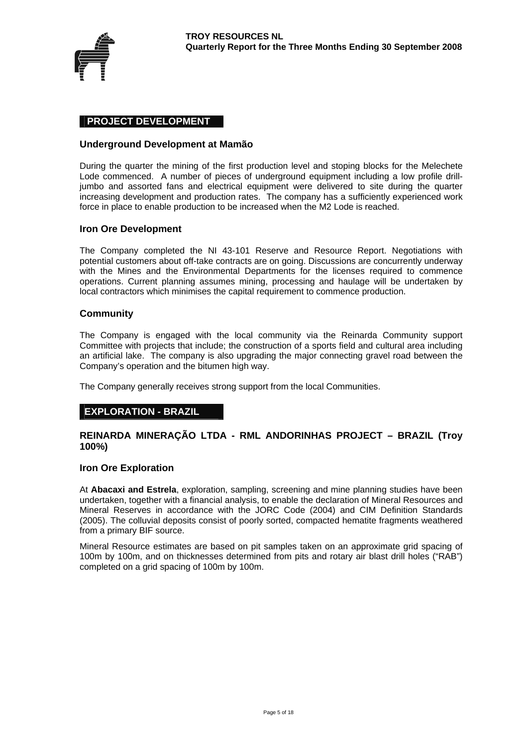## PROJECT DEVELOPMENT

### Underground Development at Mamão

During the quarter the mining of the first production level and stoping blocks for the Melechete Lode commenced. A number of pieces of underground equipment including a low profile drill-jumbo and assorted fans and electrical equipment were delivered to site during the quarter increasing development and production rates. The company has a sufficiently experienced work force in place to enable production to be increased when the M2 Lode is reached.

### Iron Ore Development

The Company completed the NI 43-101 Reserve and Resource Report. Negotiations with potential customers about off-take contracts are on going. Discussions are concurrently underway with the Mines and the Environmental Departments for the licenses required to commence operations. Current planning assumes mining, processing and haulage will be undertaken by local contractors which minimises the capital requirement to commence production.

### Community

The Company is engaged with the local community via the Reinarda Community support Committee with projects that include; the construction of a sports field and cultural area including an artificial lake. The company is also upgrading the major connecting gravel road between the Company's operation and the bitumen high way.

The Company generally receives strong support from the local Communities.

## EXPLORATION - BRAZIL

### REINARDA MINERAÇÃO LTDA - RML ANDORINHAS PROJECT – BRAZIL (Troy 100%)

### Iron Ore Exploration

At **Abacaxi and Estrela**, exploration, sampling, screening and mine planning studies have been undertaken, together with a financial analysis, to enable the declaration of Mineral Resources and Mineral Reserves in accordance with the JORC Code (2004) and CIM Definition Standards (2005). The colluvial deposits consist of poorly sorted, compacted hematite fragments weathered from a primary BIF source.

Mineral Resource estimates are based on pit samples taken on an approximate grid spacing of 100m by 100m, and on thicknesses determined from pits and rotary air blast drill holes ("RAB") completed on a grid spacing of 100m by 100m.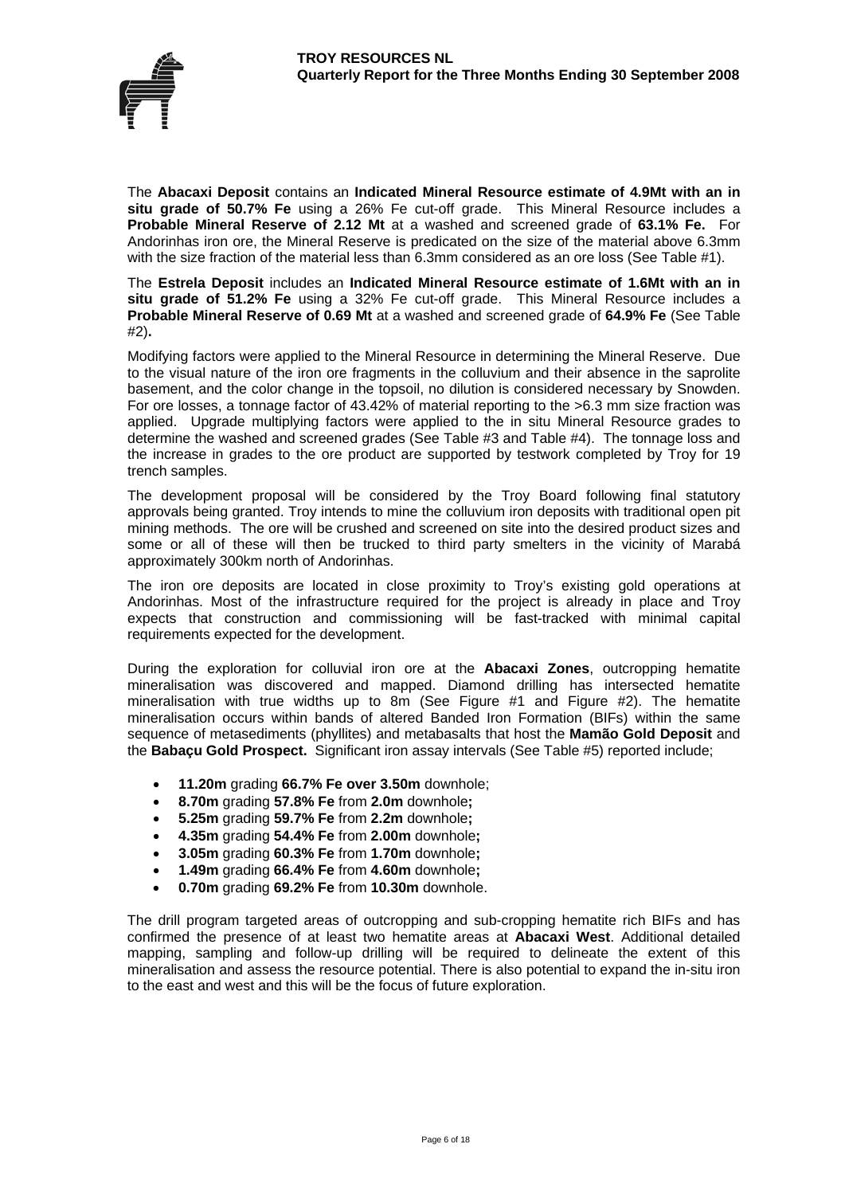The **Abacaxi Deposit** contains an **Indicated Mineral Resource estimate of 4.9Mt with an in situ grade of 50.7% Fe** using a 26% Fe cut-off grade. This Mineral Resource includes a **Probable Mineral Reserve of 2.12 Mt** at a washed and screened grade of **63.1% Fe.** For Andorinhas iron ore, the Mineral Reserve is predicated on the size of the material above 6.3mm with the size fraction of the material less than 6.3mm considered as an ore loss (See Table #1).

The **Estrela Deposit** includes an **Indicated Mineral Resource estimate of 1.6Mt with an in situ grade of 51.2% Fe** using a 32% Fe cut-off grade. This Mineral Resource includes a **Probable Mineral Reserve of 0.69 Mt** at a washed and screened grade of **64.9% Fe** (See Table #2)**.**

Modifying factors were applied to the Mineral Resource in determining the Mineral Reserve. Due to the visual nature of the iron ore fragments in the colluvium and their absence in the saprolite basement, and the color change in the topsoil, no dilution is considered necessary by Snowden. For ore losses, a tonnage factor of 43.42% of material reporting to the >6.3 mm size fraction was applied. Upgrade multiplying factors were applied to the in situ Mineral Resource grades to determine the washed and screened grades (See Table #3 and Table #4). The tonnage loss and the increase in grades to the ore product are supported by testwork completed by Troy for 19 trench samples.

The development proposal will be considered by the Troy Board following final statutory approvals being granted. Troy intends to mine the colluvium iron deposits with traditional open pit mining methods. The ore will be crushed and screened on site into the desired product sizes and some or all of these will then be trucked to third party smelters in the vicinity of Marabá approximately 300km north of Andorinhas.

The iron ore deposits are located in close proximity to Troy's existing gold operations at Andorinhas. Most of the infrastructure required for the project is already in place and Troy expects that construction and commissioning will be fast-tracked with minimal capital requirements expected for the development.

During the exploration for colluvial iron ore at the **Abacaxi Zones**, outcropping hematite mineralisation was discovered and mapped. Diamond drilling has intersected hematite mineralisation with true widths up to 8m (See Figure #1 and Figure #2). The hematite mineralisation occurs within bands of altered Banded Iron Formation (BIFs) within the same sequence of metasediments (phyllites) and metabasalts that host the **Mamão Gold Deposit** and the **Babaçu Gold Prospect.** Significant iron assay intervals (See Table #5) reported include;

- **11.20m** grading **66.7% Fe over 3.50m** downhole;
- **8.70m** grading **57.8% Fe** from **2.0m** downhole**;**
- **5.25m** grading **59.7% Fe** from **2.2m** downhole**;**
- **4.35m** grading **54.4% Fe** from **2.00m** downhole**;**
- **3.05m** grading **60.3% Fe** from **1.70m** downhole**;**
- **1.49m** grading **66.4% Fe** from **4.60m** downhole**;**
- **0.70m** grading **69.2% Fe** from **10.30m** downhole.

The drill program targeted areas of outcropping and sub-cropping hematite rich BIFs and has confirmed the presence of at least two hematite areas at **Abacaxi West**. Additional detailed mapping, sampling and follow-up drilling will be required to delineate the extent of this mineralisation and assess the resource potential. There is also potential to expand the in-situ iron to the east and west and this will be the focus of future exploration.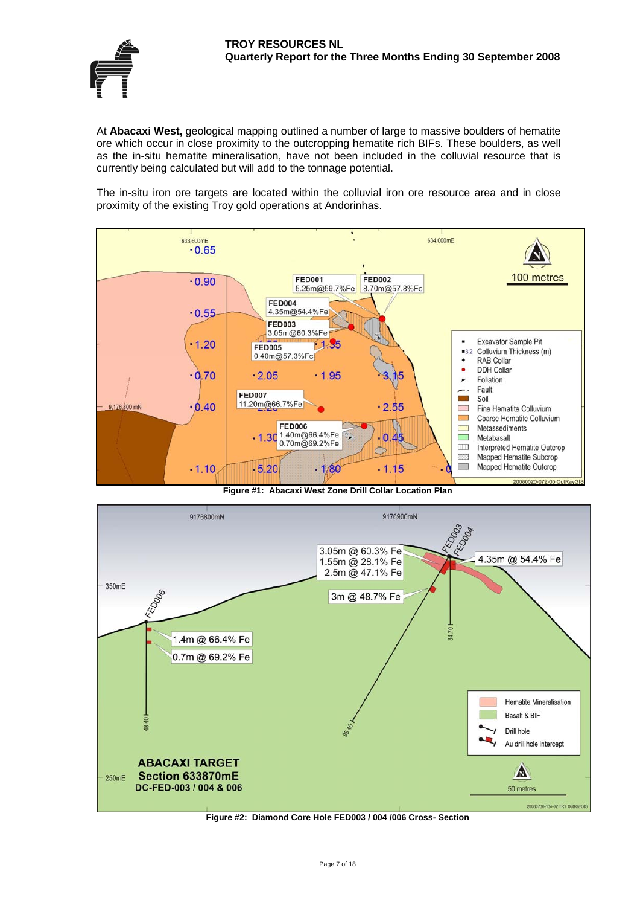At **Abacaxi West,** geological mapping outlined a number of large to massive boulders of hematite ore which occur in close proximity to the outcropping hematite rich BIFs. These boulders, as well as the in-situ hematite mineralisation, have not been included in the colluvial resource that is currently being calculated but will add to the tonnage potential.

The in-situ iron ore targets are located within the colluvial iron ore resource area and in close proximity of the existing Troy gold operations at Andorinhas.

**Figure #1: Abacaxi West Zone Drill Collar Location Plan**

**Figure #2: Diamond Core Hole FED003 / 004 /006 Cross- Section**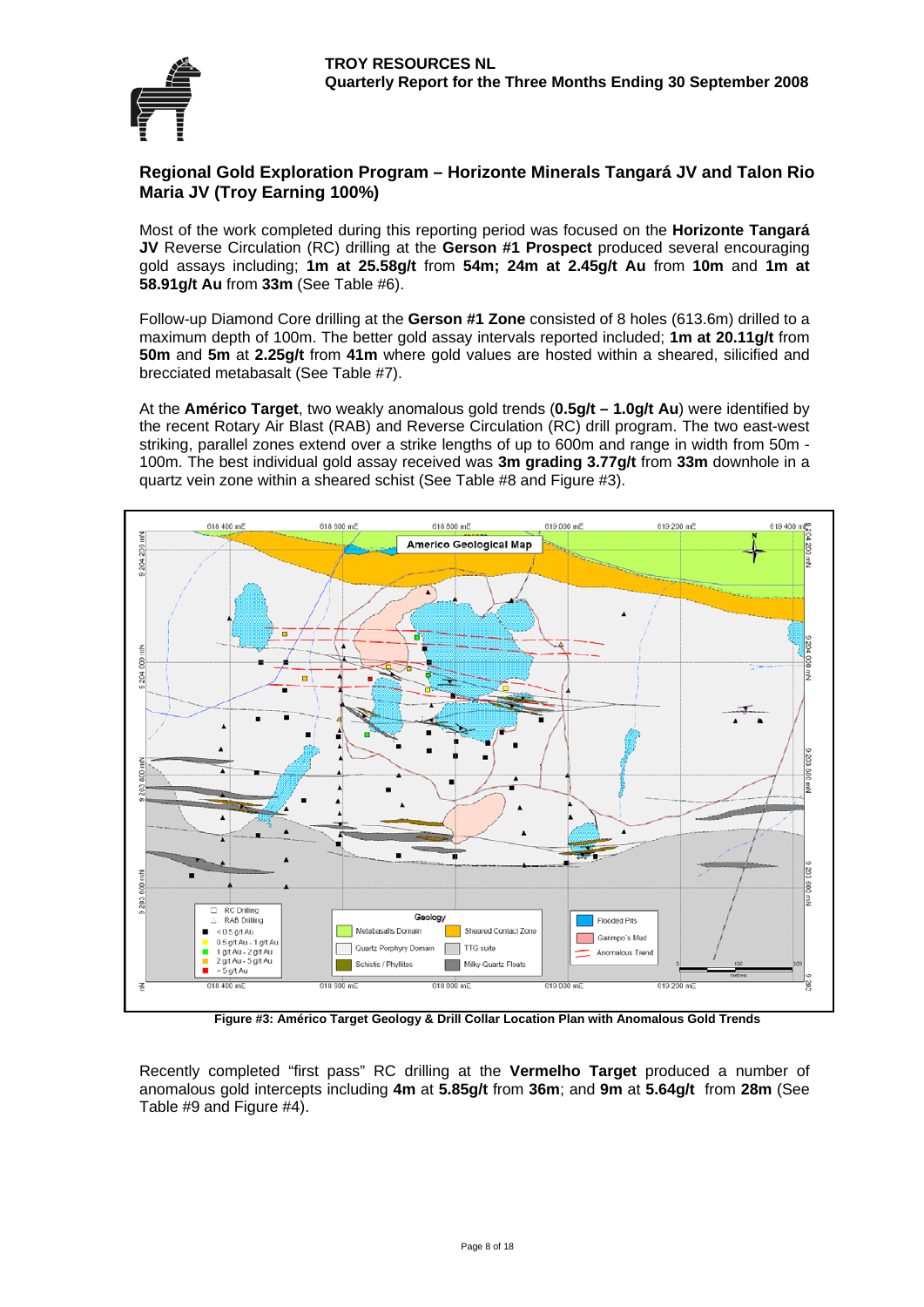## Regional Gold Exploration Program – Horizonte Minerals Tangará JV and Talon Rio Maria JV (Troy Earning 100%)

Most of the work completed during this reporting period was focused on the **Horizonte Tangará JV** Reverse Circulation (RC) drilling at the **Gerson #1 Prospect** produced several encouraging gold assays including; **1m at 25.58g/t** from **54m; 24m at 2.45g/t Au** from **10m** and **1m at 58.91g/t Au** from **33m** (See Table #6).

Follow-up Diamond Core drilling at the **Gerson #1 Zone** consisted of 8 holes (613.6m) drilled to a maximum depth of 100m. The better gold assay intervals reported included; **1m at 20.11g/t** from **50m** and **5m** at **2.25g/t** from **41m** where gold values are hosted within a sheared, silicified and brecciated metabasalt (See Table #7).

At the **Américo Target**, two weakly anomalous gold trends (**0.5g/t – 1.0g/t Au**) were identified by the recent Rotary Air Blast (RAB) and Reverse Circulation (RC) drill program. The two east-west striking, parallel zones extend over a strike lengths of up to 600m and range in width from 50m - 100m. The best individual gold assay received was **3m grading 3.77g/t** from **33m** downhole in a quartz vein zone within a sheared schist (See Table #8 and Figure #3).

**Figure #3: Américo Target Geology & Drill Collar Location Plan with Anomalous Gold Trends**

Recently completed "first pass" RC drilling at the **Vermelho Target** produced a number of anomalous gold intercepts including **4m** at **5.85g/t** from **36m**; and **9m** at **5.64g/t** from **28m** (See Table #9 and Figure #4).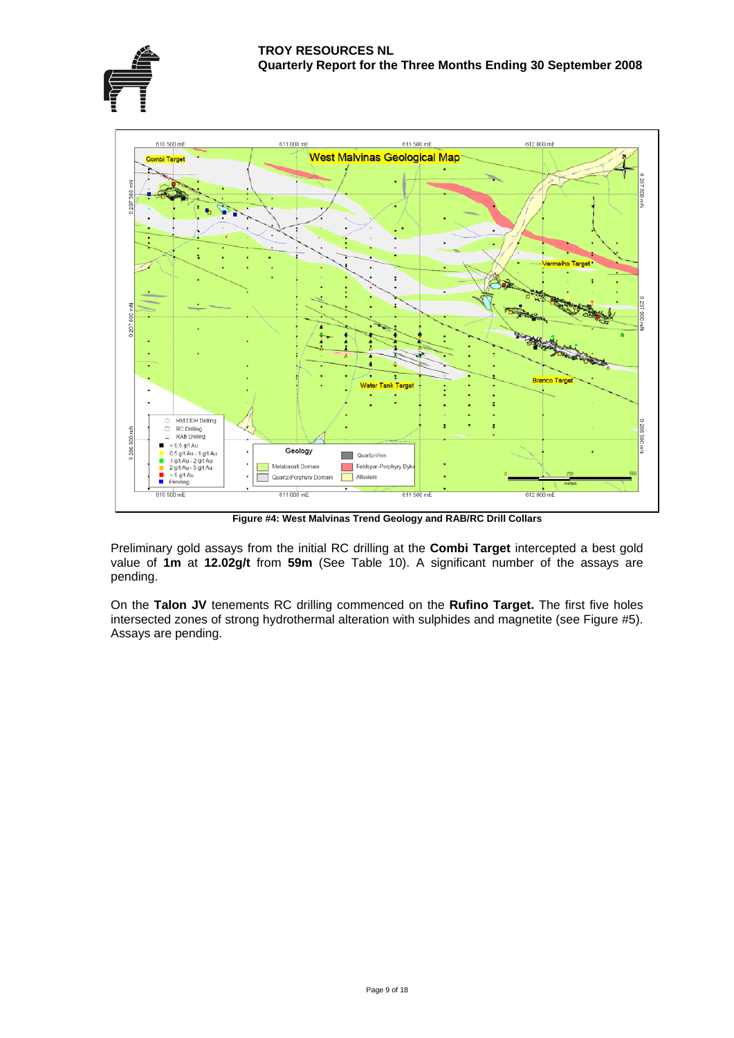**Figure #4: West Malvinas Trend Geology and RAB/RC Drill Collars**

Preliminary gold assays from the initial RC drilling at the **Combi Target** intercepted a best gold value of **1m** at **12.02g/t** from **59m** (See Table 10). A significant number of the assays are pending.

On the **Talon JV** tenements RC drilling commenced on the **Rufino Target.** The first five holes intersected zones of strong hydrothermal alteration with sulphides and magnetite (see Figure #5). Assays are pending.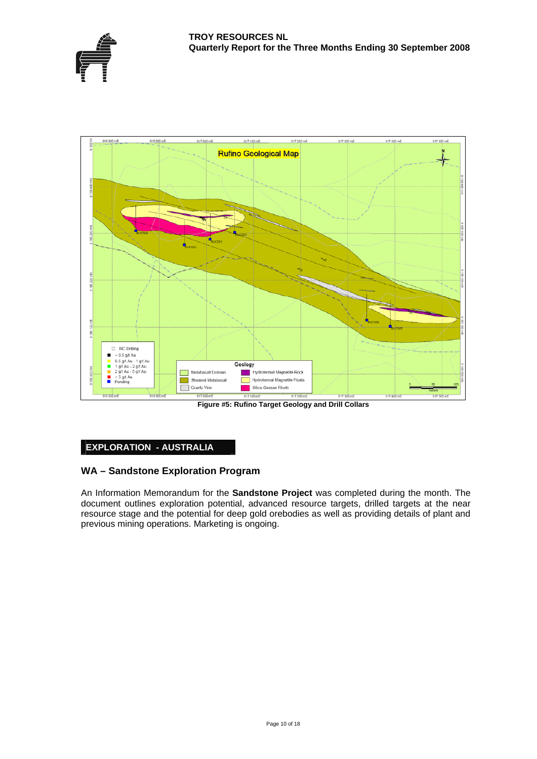Figure #5: Rufino Target Geology and Drill Collars

## EXPLORATION - AUSTRALIA

### WA – Sandstone Exploration Program

An Information Memorandum for the **Sandstone Project** was completed during the month. The document outlines exploration potential, advanced resource targets, drilled targets at the near resource stage and the potential for deep gold orebodies as well as providing details of plant and previous mining operations. Marketing is ongoing.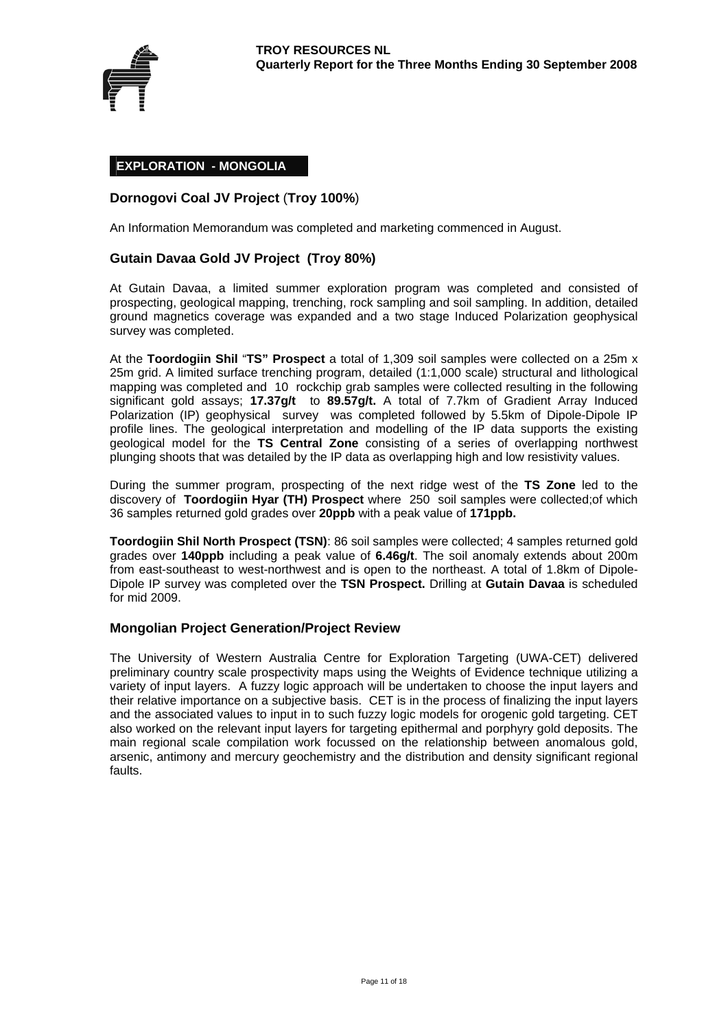## EXPLORATION - MONGOLIA

### Dornogovi Coal JV Project (Troy 100%)

An Information Memorandum was completed and marketing commenced in August.

### Gutain Davaa Gold JV Project (Troy 80%)

At Gutain Davaa, a limited summer exploration program was completed and consisted of prospecting, geological mapping, trenching, rock sampling and soil sampling. In addition, detailed ground magnetics coverage was expanded and a two stage Induced Polarization geophysical survey was completed.

At the **Toordogiin Shil** "**TS" Prospect** a total of 1,309 soil samples were collected on a 25m x 25m grid. A limited surface trenching program, detailed (1:1,000 scale) structural and lithological mapping was completed and 10 rockchip grab samples were collected resulting in the following significant gold assays; **17.37g/t** to **89.57g/t.** A total of 7.7km of Gradient Array Induced Polarization (IP) geophysical survey was completed followed by 5.5km of Dipole-Dipole IP profile lines. The geological interpretation and modelling of the IP data supports the existing geological model for the **TS Central Zone** consisting of a series of overlapping northwest plunging shoots that was detailed by the IP data as overlapping high and low resistivity values.

During the summer program, prospecting of the next ridge west of the **TS Zone** led to the discovery of **Toordogiin Hyar (TH) Prospect** where 250 soil samples were collected;of which 36 samples returned gold grades over **20ppb** with a peak value of **171ppb.**

**Toordogiin Shil North Prospect (TSN)**: 86 soil samples were collected; 4 samples returned gold grades over **140ppb** including a peak value of **6.46g/t**. The soil anomaly extends about 200m from east-southeast to west-northwest and is open to the northeast. A total of 1.8km of Dipole-Dipole IP survey was completed over the **TSN Prospect.** Drilling at **Gutain Davaa** is scheduled for mid 2009.

### Mongolian Project Generation/Project Review

The University of Western Australia Centre for Exploration Targeting (UWA-CET) delivered preliminary country scale prospectivity maps using the Weights of Evidence technique utilizing a variety of input layers. A fuzzy logic approach will be undertaken to choose the input layers and their relative importance on a subjective basis. CET is in the process of finalizing the input layers and the associated values to input in to such fuzzy logic models for orogenic gold targeting. CET also worked on the relevant input layers for targeting epithermal and porphyry gold deposits. The main regional scale compilation work focussed on the relationship between anomalous gold, arsenic, antimony and mercury geochemistry and the distribution and density significant regional faults.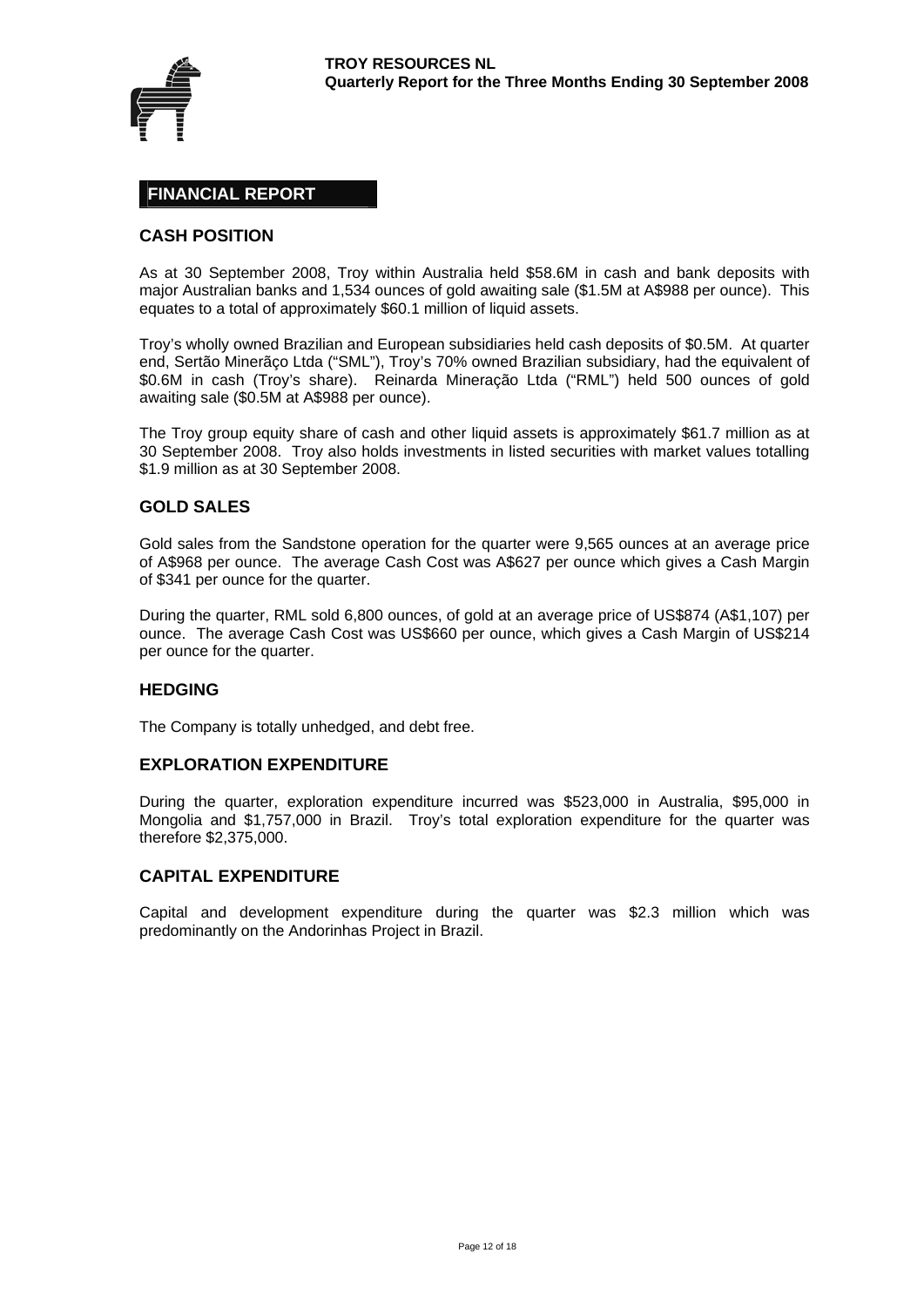## FINANCIAL REPORT

### CASH POSITION

As at 30 September 2008, Troy within Australia held $58.6M in cash and bank deposits with major Australian banks and 1,534 ounces of gold awaiting sale ($1.5M at A$988 per ounce). This equates to a total of approximately $60.1 million of liquid assets.

Troy's wholly owned Brazilian and European subsidiaries held cash deposits of $0.5M. At quarter end, Sertão Minerãço Ltda ("SML"), Troy's 70% owned Brazilian subsidiary, had the equivalent of $0.6M in cash (Troy's share). Reinarda Mineração Ltda ("RML") held 500 ounces of gold awaiting sale ($0.5M at A$988 per ounce).

The Troy group equity share of cash and other liquid assets is approximately $61.7 million as at 30 September 2008. Troy also holds investments in listed securities with market values totalling $1.9 million as at 30 September 2008.

### GOLD SALES

Gold sales from the Sandstone operation for the quarter were 9,565 ounces at an average price of A$968 per ounce. The average Cash Cost was A$627 per ounce which gives a Cash Margin of $341 per ounce for the quarter.

During the quarter, RML sold 6,800 ounces, of gold at an average price of US$874 (A$1,107) per ounce. The average Cash Cost was US$660 per ounce, which gives a Cash Margin of US$214 per ounce for the quarter.

### HEDGING

The Company is totally unhedged, and debt free.

### EXPLORATION EXPENDITURE

During the quarter, exploration expenditure incurred was $523,000 in Australia, $95,000 in Mongolia and $1,757,000 in Brazil. Troy's total exploration expenditure for the quarter was therefore $2,375,000.

### CAPITAL EXPENDITURE

Capital and development expenditure during the quarter was $2.3 million which was predominantly on the Andorinhas Project in Brazil.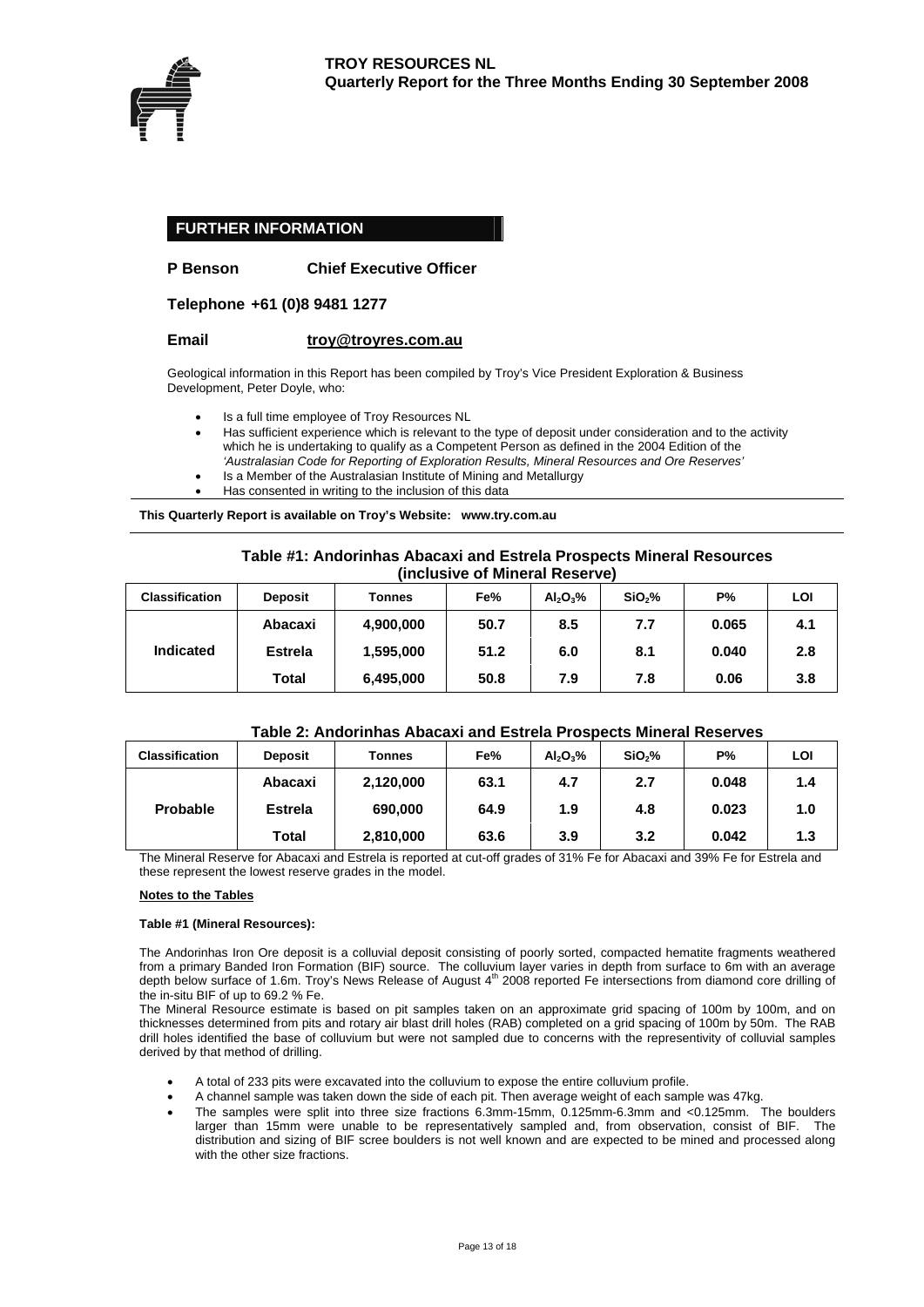## FURTHER INFORMATION

**P Benson Chief Executive Officer**

**Telephone +61 (0)8 9481 1277**

**Email troy@troyres.com.au**

Geological information in this Report has been compiled by Troy's Vice President Exploration & Business Development, Peter Doyle, who:

- Is a full time employee of Troy Resources NL
- Has sufficient experience which is relevant to the type of deposit under consideration and to the activity which he is undertaking to qualify as a Competent Person as defined in the 2004 Edition of the *'Australasian Code for Reporting of Exploration Results, Mineral Resources and Ore Reserves'*
- Is a Member of the Australasian Institute of Mining and Metallurgy
- Has consented in writing to the inclusion of this data

**This Quarterly Report is available on Troy's Website: www.try.com.au**

**Table #1: Andorinhas Abacaxi and Estrela Prospects Mineral Resources (inclusive of Mineral Reserve)**

| Classification | Deposit | Tonnes | Fe% | $Al_2O_3$% | $SiO_2$% | P% | LOI |
|---|---|---|---|---|---|---|---|
| Indicated | Abacaxi | 4,900,000 | 50.7 | 8.5 | 7.7 | 0.065 | 4.1 |
| | Estrela | 1,595,000 | 51.2 | 6.0 | 8.1 | 0.040 | 2.8 |
| | Total | 6,495,000 | 50.8 | 7.9 | 7.8 | 0.06 | 3.8 |

**Table 2: Andorinhas Abacaxi and Estrela Prospects Mineral Reserves**

| Classification | Deposit | Tonnes | Fe% | $Al_2O_3$% | $SiO_2$% | P% | LOI |
|---|---|---|---|---|---|---|---|
| Probable | Abacaxi | 2,120,000 | 63.1 | 4.7 | 2.7 | 0.048 | 1.4 |
| | Estrela | 690,000 | 64.9 | 1.9 | 4.8 | 0.023 | 1.0 |
| | Total | 2,810,000 | 63.6 | 3.9 | 3.2 | 0.042 | 1.3 |

The Mineral Reserve for Abacaxi and Estrela is reported at cut-off grades of 31% Fe for Abacaxi and 39% Fe for Estrela and these represent the lowest reserve grades in the model.

**Notes to the Tables**

**Table #1 (Mineral Resources):**

The Andorinhas Iron Ore deposit is a colluvial deposit consisting of poorly sorted, compacted hematite fragments weathered from a primary Banded Iron Formation (BIF) source. The colluvium layer varies in depth from surface to 6m with an average depth below surface of 1.6m. Troy's News Release of August 4th 2008 reported Fe intersections from diamond core drilling of the in-situ BIF of up to 69.2 % Fe.

The Mineral Resource estimate is based on pit samples taken on an approximate grid spacing of 100m by 100m, and on thicknesses determined from pits and rotary air blast drill holes (RAB) completed on a grid spacing of 100m by 50m. The RAB drill holes identified the base of colluvium but were not sampled due to concerns with the representivity of colluvial samples derived by that method of drilling.

- A total of 233 pits were excavated into the colluvium to expose the entire colluvium profile.
- A channel sample was taken down the side of each pit. Then average weight of each sample was 47kg.
- The samples were split into three size fractions 6.3mm-15mm, 0.125mm-6.3mm and <0.125mm. The boulders larger than 15mm were unable to be representatively sampled and, from observation, consist of BIF. The distribution and sizing of BIF scree boulders is not well known and are expected to be mined and processed along with the other size fractions.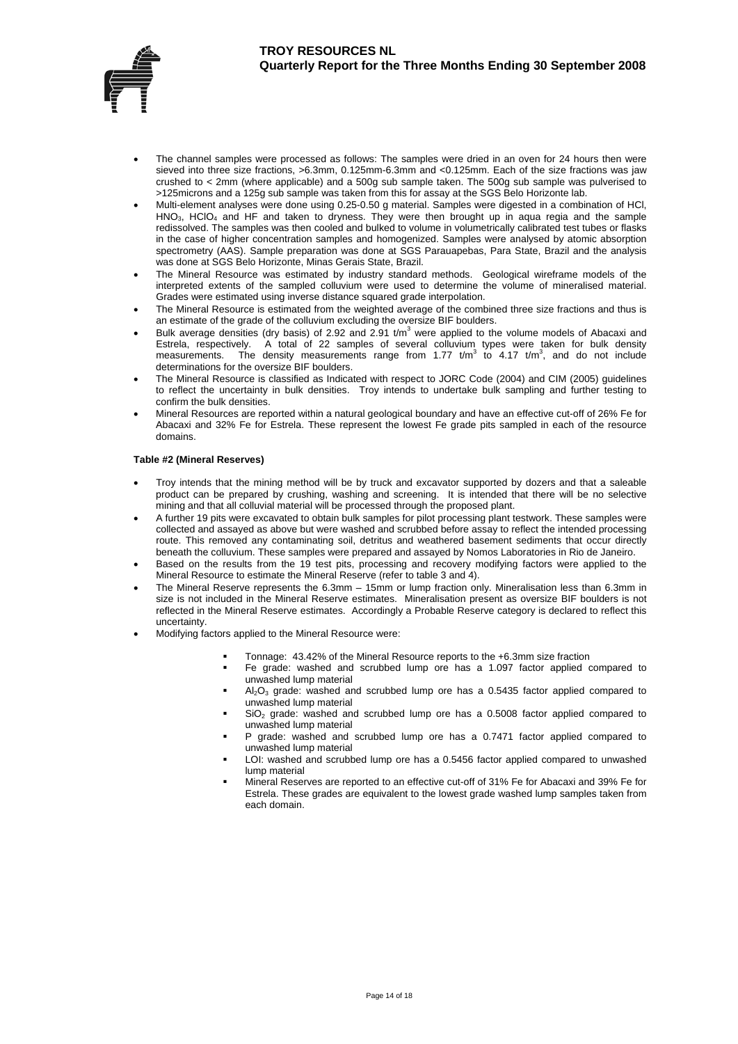- The channel samples were processed as follows: The samples were dried in an oven for 24 hours then were sieved into three size fractions, >6.3mm, 0.125mm-6.3mm and <0.125mm. Each of the size fractions was jaw crushed to < 2mm (where applicable) and a 500g sub sample taken. The 500g sub sample was pulverised to >125microns and a 125g sub sample was taken from this for assay at the SGS Belo Horizonte lab.
- Multi-element analyses were done using 0.25-0.50 g material. Samples were digested in a combination of HCl, $HNO_3$, $HClO_4$ and HF and taken to dryness. They were then brought up in aqua regia and the sample redissolved. The samples was then cooled and bulked to volume in volumetrically calibrated test tubes or flasks in the case of higher concentration samples and homogenized. Samples were analysed by atomic absorption spectrometry (AAS). Sample preparation was done at SGS Parauapebas, Para State, Brazil and the analysis was done at SGS Belo Horizonte, Minas Gerais State, Brazil.
- The Mineral Resource was estimated by industry standard methods. Geological wireframe models of the interpreted extents of the sampled colluvium were used to determine the volume of mineralised material. Grades were estimated using inverse distance squared grade interpolation.
- The Mineral Resource is estimated from the weighted average of the combined three size fractions and thus is an estimate of the grade of the colluvium excluding the oversize BIF boulders.
- Bulk average densities (dry basis) of 2.92 and 2.91 $t/m^3$ were applied to the volume models of Abacaxi and Estrela, respectively. A total of 22 samples of several colluvium types were taken for bulk density measurements. The density measurements range from 1.77 $t/m^3$ to 4.17 $t/m^3$, and do not include determinations for the oversize BIF boulders.
- The Mineral Resource is classified as Indicated with respect to JORC Code (2004) and CIM (2005) guidelines to reflect the uncertainty in bulk densities. Troy intends to undertake bulk sampling and further testing to confirm the bulk densities.
- Mineral Resources are reported within a natural geological boundary and have an effective cut-off of 26% Fe for Abacaxi and 32% Fe for Estrela. These represent the lowest Fe grade pits sampled in each of the resource domains.

**Table #2 (Mineral Reserves)**

- Troy intends that the mining method will be by truck and excavator supported by dozers and that a saleable product can be prepared by crushing, washing and screening. It is intended that there will be no selective mining and that all colluvial material will be processed through the proposed plant.
- A further 19 pits were excavated to obtain bulk samples for pilot processing plant testwork. These samples were collected and assayed as above but were washed and scrubbed before assay to reflect the intended processing route. This removed any contaminating soil, detritus and weathered basement sediments that occur directly beneath the colluvium. These samples were prepared and assayed by Nomos Laboratories in Rio de Janeiro.
- Based on the results from the 19 test pits, processing and recovery modifying factors were applied to the Mineral Resource to estimate the Mineral Reserve (refer to table 3 and 4).
- The Mineral Reserve represents the 6.3mm – 15mm or lump fraction only. Mineralisation less than 6.3mm in size is not included in the Mineral Reserve estimates. Mineralisation present as oversize BIF boulders is not reflected in the Mineral Reserve estimates. Accordingly a Probable Reserve category is declared to reflect this uncertainty.
- Modifying factors applied to the Mineral Resource were:
  - Tonnage: 43.42% of the Mineral Resource reports to the +6.3mm size fraction
  - Fe grade: washed and scrubbed lump ore has a 1.097 factor applied compared to unwashed lump material
  - $Al_2O_3$ grade: washed and scrubbed lump ore has a 0.5435 factor applied compared to unwashed lump material
  - $SiO_2$ grade: washed and scrubbed lump ore has a 0.5008 factor applied compared to unwashed lump material
  - P grade: washed and scrubbed lump ore has a 0.7471 factor applied compared to unwashed lump material
  - LOI: washed and scrubbed lump ore has a 0.5456 factor applied compared to unwashed lump material
  - Mineral Reserves are reported to an effective cut-off of 31% Fe for Abacaxi and 39% Fe for Estrela. These grades are equivalent to the lowest grade washed lump samples taken from each domain.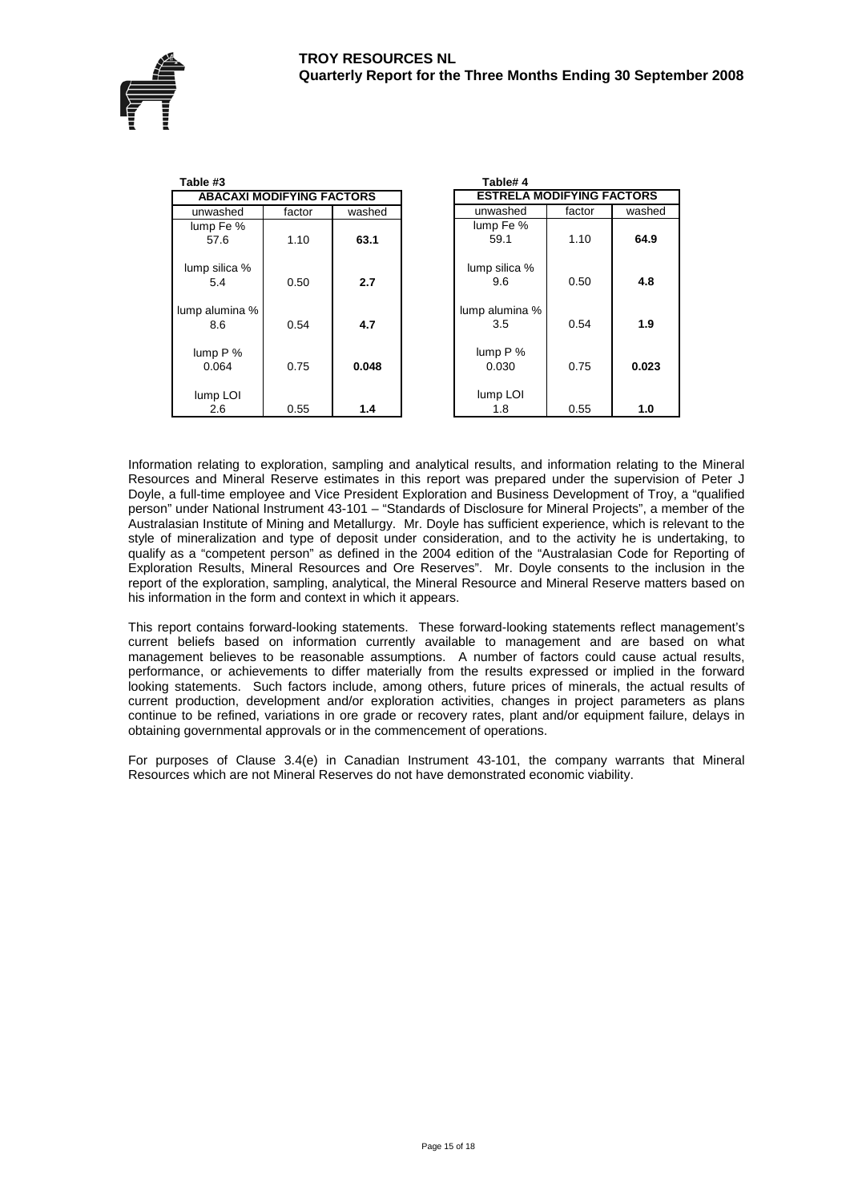**Table #3**

| ABACAXI MODIFYING FACTORS | | |
|---|---|---|
| unwashed | factor | washed |
| lump Fe % 57.6 | 1.10 | **63.1** |
| lump silica % 5.4 | 0.50 | **2.7** |
| lump alumina % 8.6 | 0.54 | **4.7** |
| lump P % 0.064 | 0.75 | **0.048** |
| lump LOI 2.6 | 0.55 | **1.4** |

**Table# 4**

| ESTRELA MODIFYING FACTORS | | |
|---|---|---|
| unwashed | factor | washed |
| lump Fe % 59.1 | 1.10 | **64.9** |
| lump silica % 9.6 | 0.50 | **4.8** |
| lump alumina % 3.5 | 0.54 | **1.9** |
| lump P % 0.030 | 0.75 | **0.023** |
| lump LOI 1.8 | 0.55 | **1.0** |

Information relating to exploration, sampling and analytical results, and information relating to the Mineral Resources and Mineral Reserve estimates in this report was prepared under the supervision of Peter J Doyle, a full-time employee and Vice President Exploration and Business Development of Troy, a "qualified person" under National Instrument 43-101 – "Standards of Disclosure for Mineral Projects", a member of the Australasian Institute of Mining and Metallurgy. Mr. Doyle has sufficient experience, which is relevant to the style of mineralization and type of deposit under consideration, and to the activity he is undertaking, to qualify as a "competent person" as defined in the 2004 edition of the "Australasian Code for Reporting of Exploration Results, Mineral Resources and Ore Reserves". Mr. Doyle consents to the inclusion in the report of the exploration, sampling, analytical, the Mineral Resource and Mineral Reserve matters based on his information in the form and context in which it appears.

This report contains forward-looking statements. These forward-looking statements reflect management's current beliefs based on information currently available to management and are based on what management believes to be reasonable assumptions. A number of factors could cause actual results, performance, or achievements to differ materially from the results expressed or implied in the forward looking statements. Such factors include, among others, future prices of minerals, the actual results of current production, development and/or exploration activities, changes in project parameters as plans continue to be refined, variations in ore grade or recovery rates, plant and/or equipment failure, delays in obtaining governmental approvals or in the commencement of operations.

For purposes of Clause 3.4(e) in Canadian Instrument 43-101, the company warrants that Mineral Resources which are not Mineral Reserves do not have demonstrated economic viability.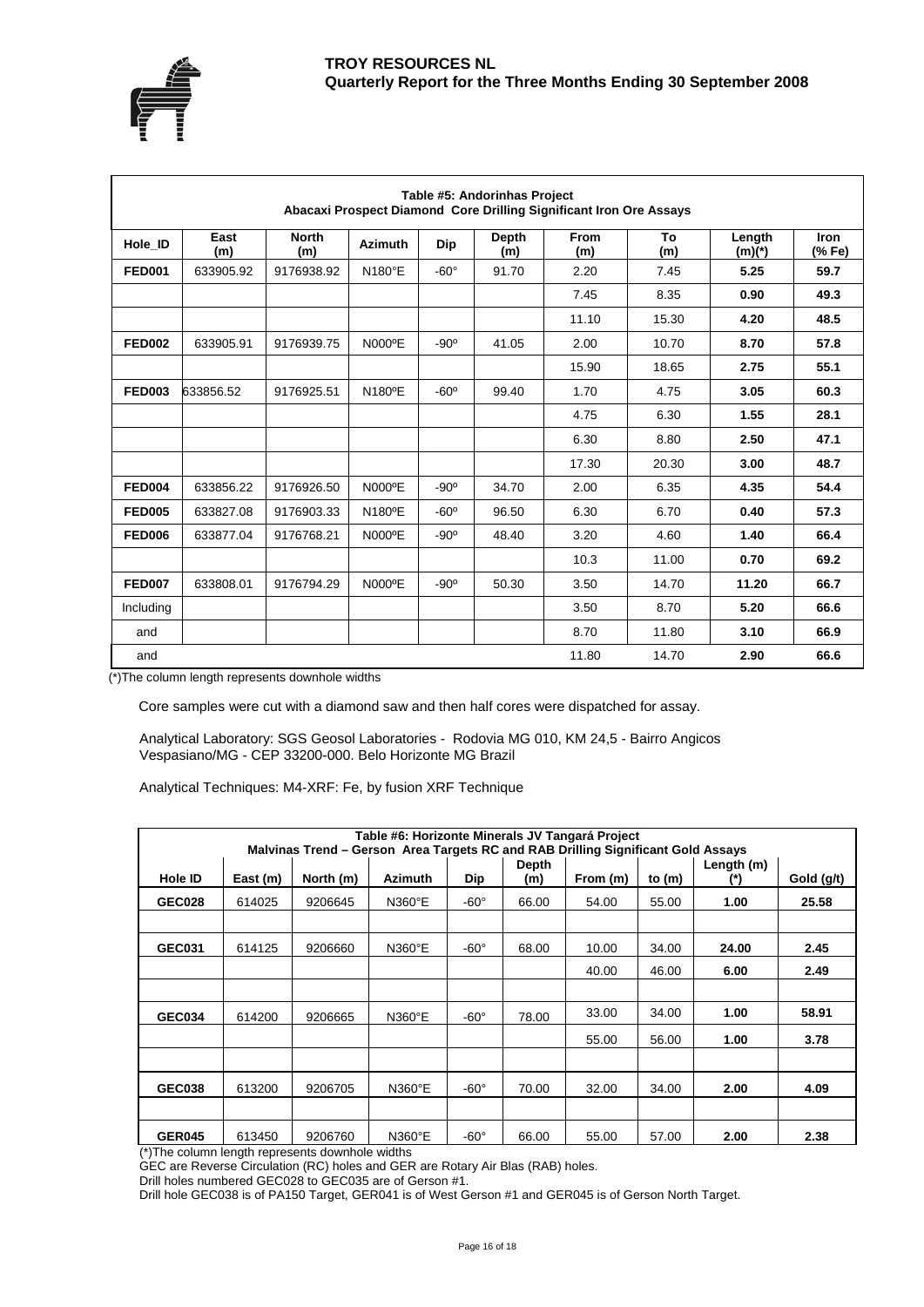| Table #5: Andorinhas Project<br>Abacaxi Prospect Diamond Core Drilling Significant Iron Ore Assays | | | | | | | | | |
|---|---|---|---|---|---|---|---|---|---|
| **Hole_ID** | **East (m)** | **North (m)** | **Azimuth** | **Dip** | **Depth (m)** | **From (m)** | **To (m)** | **Length (m)(*)** | **Iron (% Fe)** |
| **FED001** | 633905.92 | 9176938.92 | N180°E | -60° | 91.70 | 2.20 | 7.45 | **5.25** | **59.7** |
| | | | | | | 7.45 | 8.35 | **0.90** | **49.3** |
| | | | | | | 11.10 | 15.30 | **4.20** | **48.5** |
| **FED002** | 633905.91 | 9176939.75 | N000ºE | -90º | 41.05 | 2.00 | 10.70 | **8.70** | **57.8** |
| | | | | | | 15.90 | 18.65 | **2.75** | **55.1** |
| **FED003** | 633856.52 | 9176925.51 | N180ºE | -60º | 99.40 | 1.70 | 4.75 | **3.05** | **60.3** |
| | | | | | | 4.75 | 6.30 | **1.55** | **28.1** |
| | | | | | | 6.30 | 8.80 | **2.50** | **47.1** |
| | | | | | | 17.30 | 20.30 | **3.00** | **48.7** |
| **FED004** | 633856.22 | 9176926.50 | N000ºE | -90º | 34.70 | 2.00 | 6.35 | **4.35** | **54.4** |
| **FED005** | 633827.08 | 9176903.33 | N180ºE | -60º | 96.50 | 6.30 | 6.70 | **0.40** | **57.3** |
| **FED006** | 633877.04 | 9176768.21 | N000ºE | -90º | 48.40 | 3.20 | 4.60 | **1.40** | **66.4** |
| | | | | | | 10.3 | 11.00 | **0.70** | **69.2** |
| **FED007** | 633808.01 | 9176794.29 | N000ºE | -90º | 50.30 | 3.50 | 14.70 | **11.20** | **66.7** |
| Including | | | | | | 3.50 | 8.70 | **5.20** | **66.6** |
| and | | | | | | 8.70 | 11.80 | **3.10** | **66.9** |
| and | | | | | | 11.80 | 14.70 | **2.90** | **66.6** |

(*)The column length represents downhole widths

Core samples were cut with a diamond saw and then half cores were dispatched for assay.

Analytical Laboratory: SGS Geosol Laboratories - Rodovia MG 010, KM 24,5 - Bairro Angicos Vespasiano/MG - CEP 33200-000. Belo Horizonte MG Brazil

Analytical Techniques: M4-XRF: Fe, by fusion XRF Technique

| Table #6: Horizonte Minerals JV Tangará Project<br>Malvinas Trend – Gerson Area Targets RC and RAB Drilling Significant Gold Assays | | | | | | | | | |
|---|---|---|---|---|---|---|---|---|---|
| **Hole ID** | **East (m)** | **North (m)** | **Azimuth** | **Dip** | **Depth (m)** | **From (m)** | **to (m)** | **Length (m) (*)** | **Gold (g/t)** |
| **GEC028** | 614025 | 9206645 | N360°E | -60° | 66.00 | 54.00 | 55.00 | **1.00** | **25.58** |
| | | | | | | | | | |
| **GEC031** | 614125 | 9206660 | N360°E | -60° | 68.00 | 10.00 | 34.00 | **24.00** | **2.45** |
| | | | | | | 40.00 | 46.00 | **6.00** | **2.49** |
| | | | | | | | | | |
| **GEC034** | 614200 | 9206665 | N360°E | -60° | 78.00 | 33.00 | 34.00 | **1.00** | **58.91** |
| | | | | | | 55.00 | 56.00 | **1.00** | **3.78** |
| | | | | | | | | | |
| **GEC038** | 613200 | 9206705 | N360°E | -60° | 70.00 | 32.00 | 34.00 | **2.00** | **4.09** |
| | | | | | | | | | |
| **GER045** | 613450 | 9206760 | N360°E | -60° | 66.00 | 55.00 | 57.00 | **2.00** | **2.38** |

(*)The column length represents downhole widths

GEC are Reverse Circulation (RC) holes and GER are Rotary Air Blas (RAB) holes.

Drill holes numbered GEC028 to GEC035 are of Gerson #1.

Drill hole GEC038 is of PA150 Target, GER041 is of West Gerson #1 and GER045 is of Gerson North Target.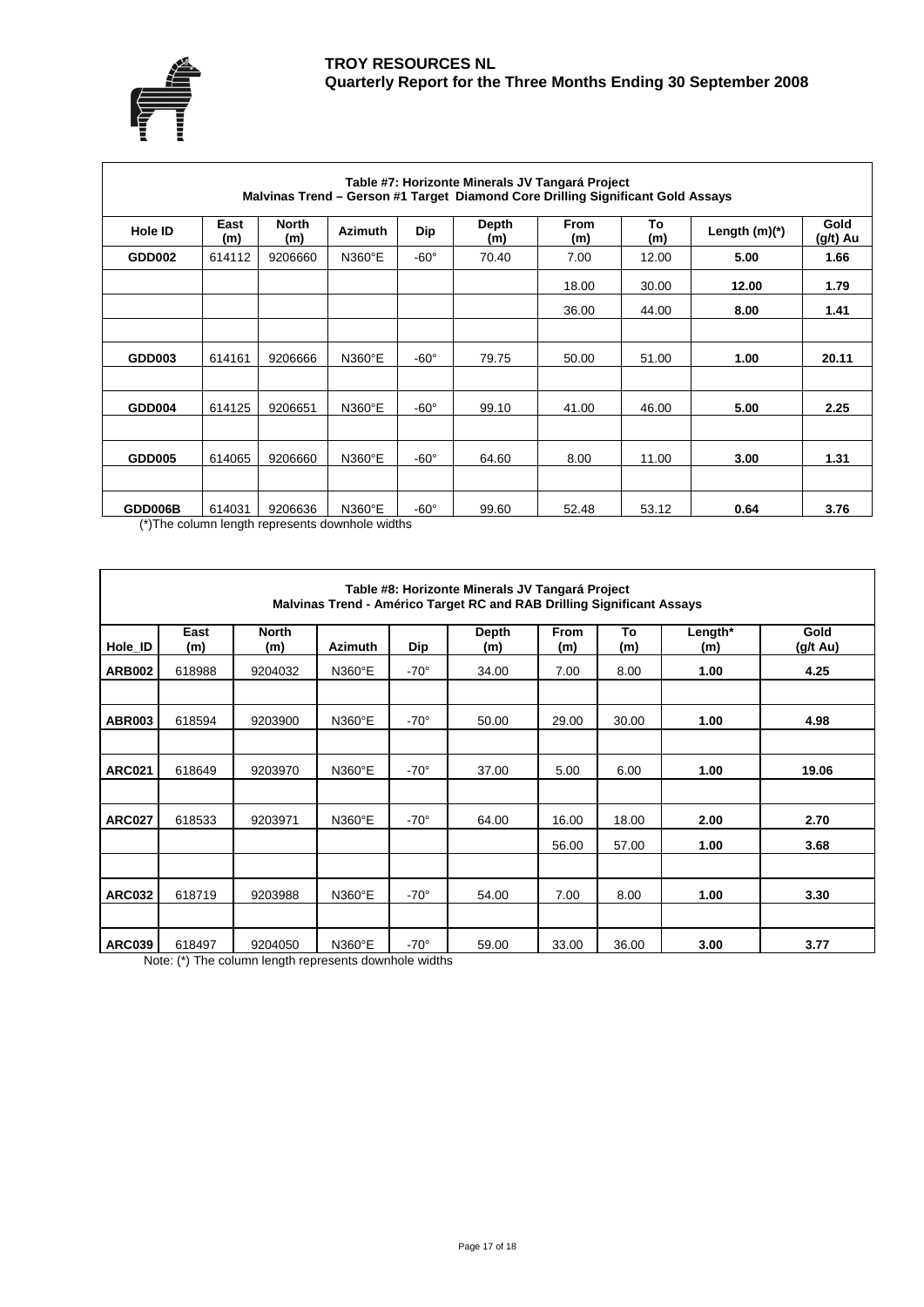**Table #7: Horizonte Minerals JV Tangará Project**
**Malvinas Trend – Gerson #1 Target Diamond Core Drilling Significant Gold Assays**

| Hole ID | East (m) | North (m) | Azimuth | Dip | Depth (m) | From (m) | To (m) | Length (m)(*) | Gold (g/t) Au |
|---|---|---|---|---|---|---|---|---|---|
| **GDD002** | 614112 | 9206660 | N360°E | -60° | 70.40 | 7.00 | 12.00 | **5.00** | **1.66** |
| | | | | | | 18.00 | 30.00 | **12.00** | **1.79** |
| | | | | | | 36.00 | 44.00 | **8.00** | **1.41** |
| | | | | | | | | | |
| **GDD003** | 614161 | 9206666 | N360°E | -60° | 79.75 | 50.00 | 51.00 | **1.00** | **20.11** |
| | | | | | | | | | |
| **GDD004** | 614125 | 9206651 | N360°E | -60° | 99.10 | 41.00 | 46.00 | **5.00** | **2.25** |
| | | | | | | | | | |
| **GDD005** | 614065 | 9206660 | N360°E | -60° | 64.60 | 8.00 | 11.00 | **3.00** | **1.31** |
| | | | | | | | | | |
| **GDD006B** | 614031 | 9206636 | N360°E | -60° | 99.60 | 52.48 | 53.12 | **0.64** | **3.76** |

(*)The column length represents downhole widths

**Table #8: Horizonte Minerals JV Tangará Project**
**Malvinas Trend - Américo Target RC and RAB Drilling Significant Assays**

| Hole_ID | East (m) | North (m) | Azimuth | Dip | Depth (m) | From (m) | To (m) | Length* (m) | Gold (g/t Au) |
|---|---|---|---|---|---|---|---|---|---|
| **ARB002** | 618988 | 9204032 | N360°E | -70° | 34.00 | 7.00 | 8.00 | **1.00** | **4.25** |
| | | | | | | | | | |
| **ABR003** | 618594 | 9203900 | N360°E | -70° | 50.00 | 29.00 | 30.00 | **1.00** | **4.98** |
| | | | | | | | | | |
| **ARC021** | 618649 | 9203970 | N360°E | -70° | 37.00 | 5.00 | 6.00 | **1.00** | **19.06** |
| | | | | | | | | | |
| **ARC027** | 618533 | 9203971 | N360°E | -70° | 64.00 | 16.00 | 18.00 | **2.00** | **2.70** |
| | | | | | | 56.00 | 57.00 | **1.00** | **3.68** |
| | | | | | | | | | |
| **ARC032** | 618719 | 9203988 | N360°E | -70° | 54.00 | 7.00 | 8.00 | **1.00** | **3.30** |
| | | | | | | | | | |
| **ARC039** | 618497 | 9204050 | N360°E | -70° | 59.00 | 33.00 | 36.00 | **3.00** | **3.77** |

Note: (*) The column length represents downhole widths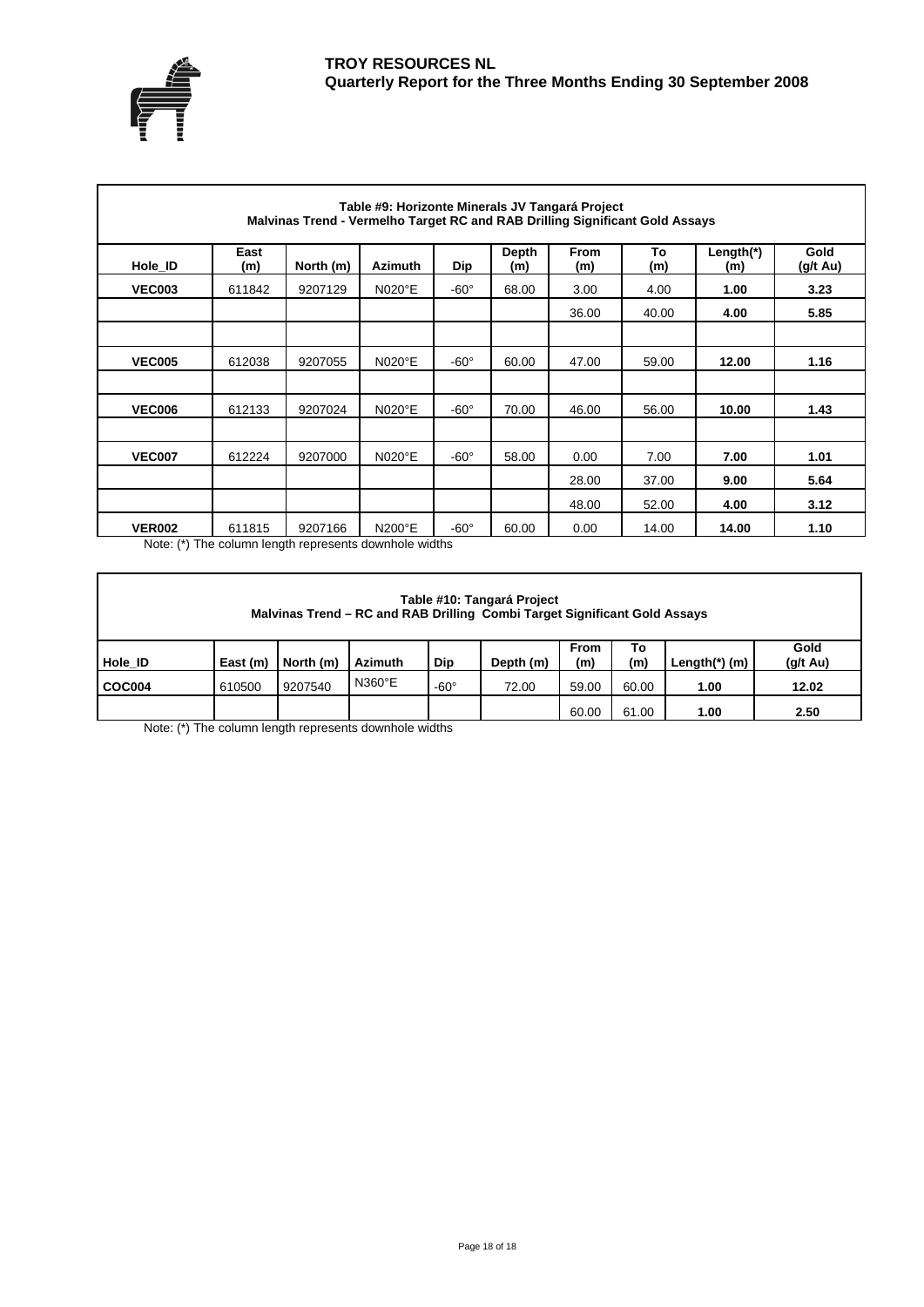**Table #9: Horizonte Minerals JV Tangará Project**
**Malvinas Trend - Vermelho Target RC and RAB Drilling Significant Gold Assays**

| Hole_ID | East (m) | North (m) | Azimuth | Dip | Depth (m) | From (m) | To (m) | Length(*) (m) | Gold (g/t Au) |
|---|---|---|---|---|---|---|---|---|---|
| **VEC003** | 611842 | 9207129 | N020°E | -60° | 68.00 | 3.00 | 4.00 | **1.00** | **3.23** |
| | | | | | | 36.00 | 40.00 | **4.00** | **5.85** |
| | | | | | | | | | |
| **VEC005** | 612038 | 9207055 | N020°E | -60° | 60.00 | 47.00 | 59.00 | **12.00** | **1.16** |
| | | | | | | | | | |
| **VEC006** | 612133 | 9207024 | N020°E | -60° | 70.00 | 46.00 | 56.00 | **10.00** | **1.43** |
| | | | | | | | | | |
| **VEC007** | 612224 | 9207000 | N020°E | -60° | 58.00 | 0.00 | 7.00 | **7.00** | **1.01** |
| | | | | | | 28.00 | 37.00 | **9.00** | **5.64** |
| | | | | | | 48.00 | 52.00 | **4.00** | **3.12** |
| **VER002** | 611815 | 9207166 | N200°E | -60° | 60.00 | 0.00 | 14.00 | **14.00** | **1.10** |

Note: (*) The column length represents downhole widths

**Table #10: Tangará Project**
**Malvinas Trend – RC and RAB Drilling Combi Target Significant Gold Assays**

| Hole_ID | East (m) | North (m) | Azimuth | Dip | Depth (m) | From (m) | To (m) | Length(*) (m) | Gold (g/t Au) |
|---|---|---|---|---|---|---|---|---|---|
| **COC004** | 610500 | 9207540 | N360°E | -60° | 72.00 | 59.00 | 60.00 | **1.00** | **12.02** |
| | | | | | | 60.00 | 61.00 | **1.00** | **2.50** |

Note: (*) The column length represents downhole widths